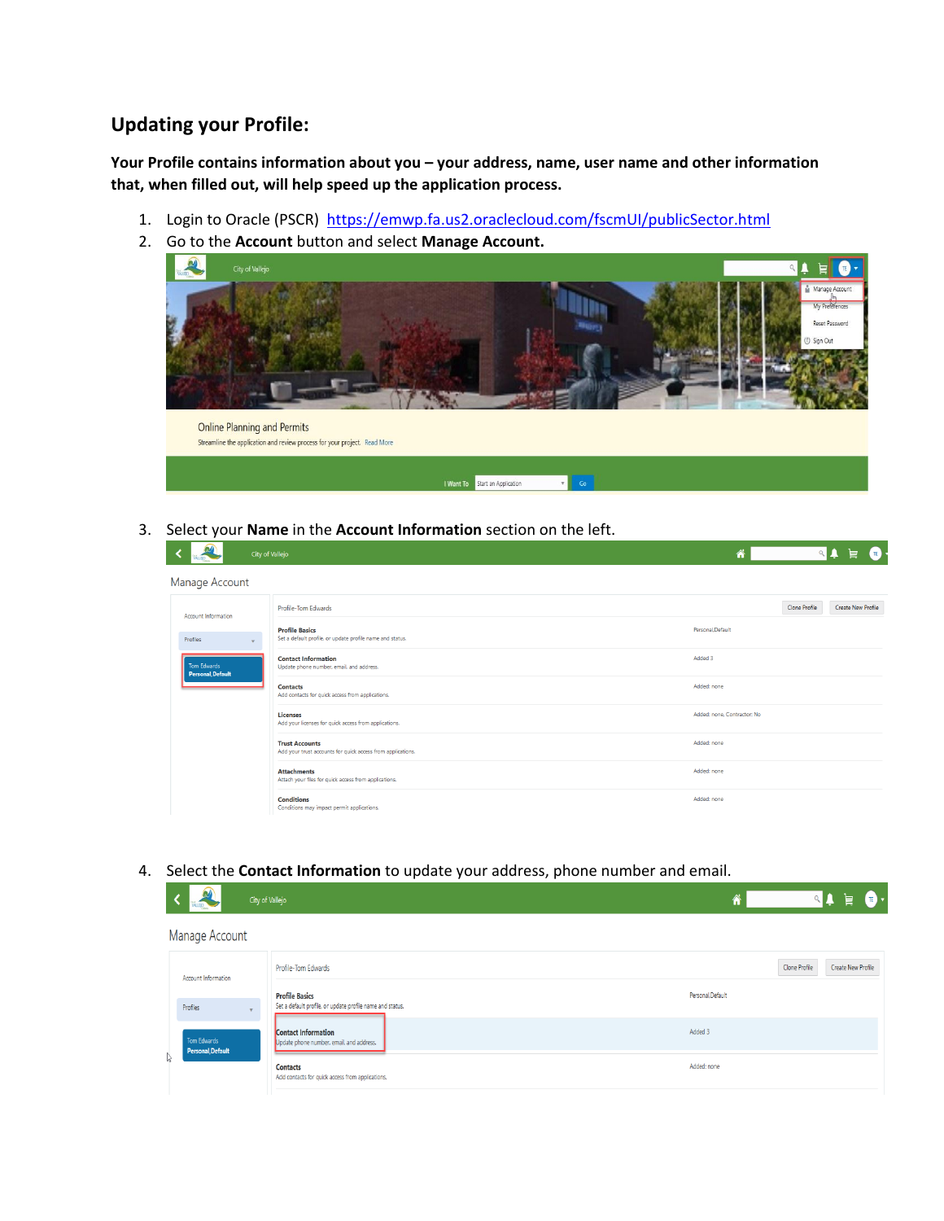## Updating your Profile:

**Your Profile contains information about you – your address, name, user name and other information that, when filled out, will help speed up the application process.**

1. Login to Oracle (PSCR) https://emwp.fa.us2.oraclecloud.com/fscmUI/publicSector.html
2. Go to the **Account** button and select **Manage Account.**
3. Select your **Name** in the **Account Information** section on the left.
4. Select the **Contact Information** to update your address, phone number and email.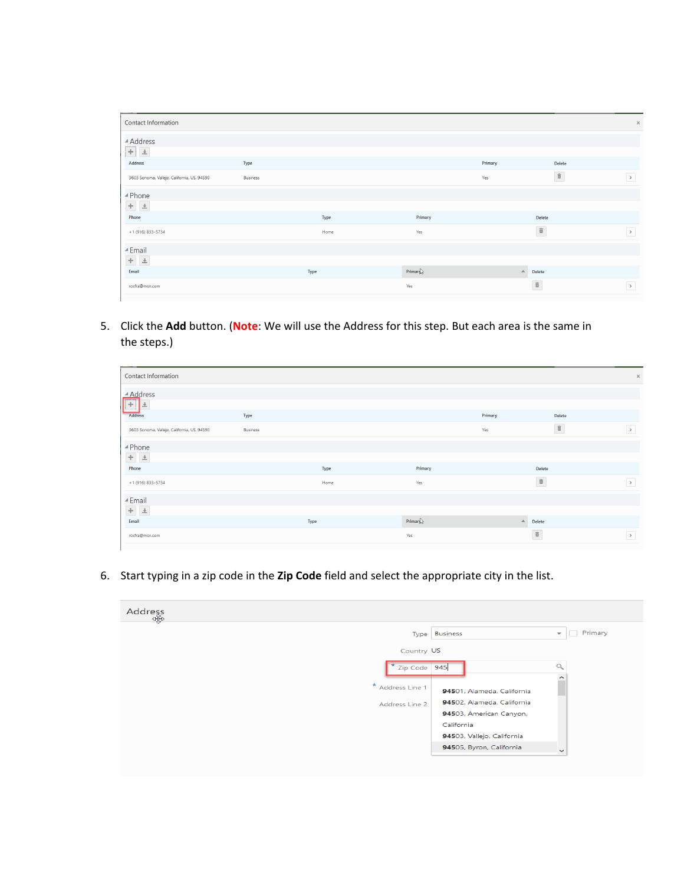5. Click the **Add** button. (**Note**: We will use the Address for this step. But each area is the same in the steps.)

6. Start typing in a zip code in the **Zip Code** field and select the appropriate city in the list.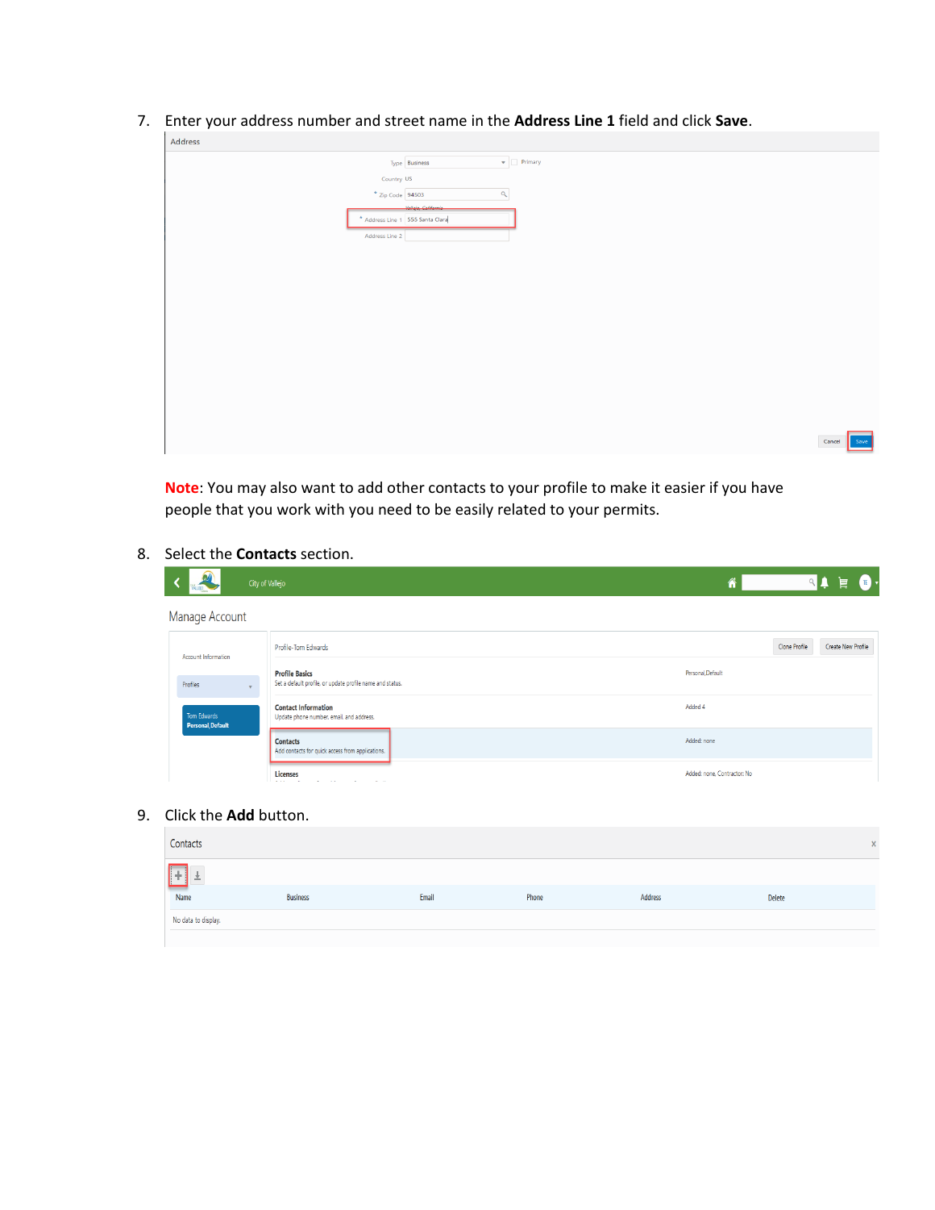7. Enter your address number and street name in the **Address Line 1** field and click **Save**.

**Note**: You may also want to add other contacts to your profile to make it easier if you have people that you work with you need to be easily related to your permits.

8. Select the **Contacts** section.

9. Click the **Add** button.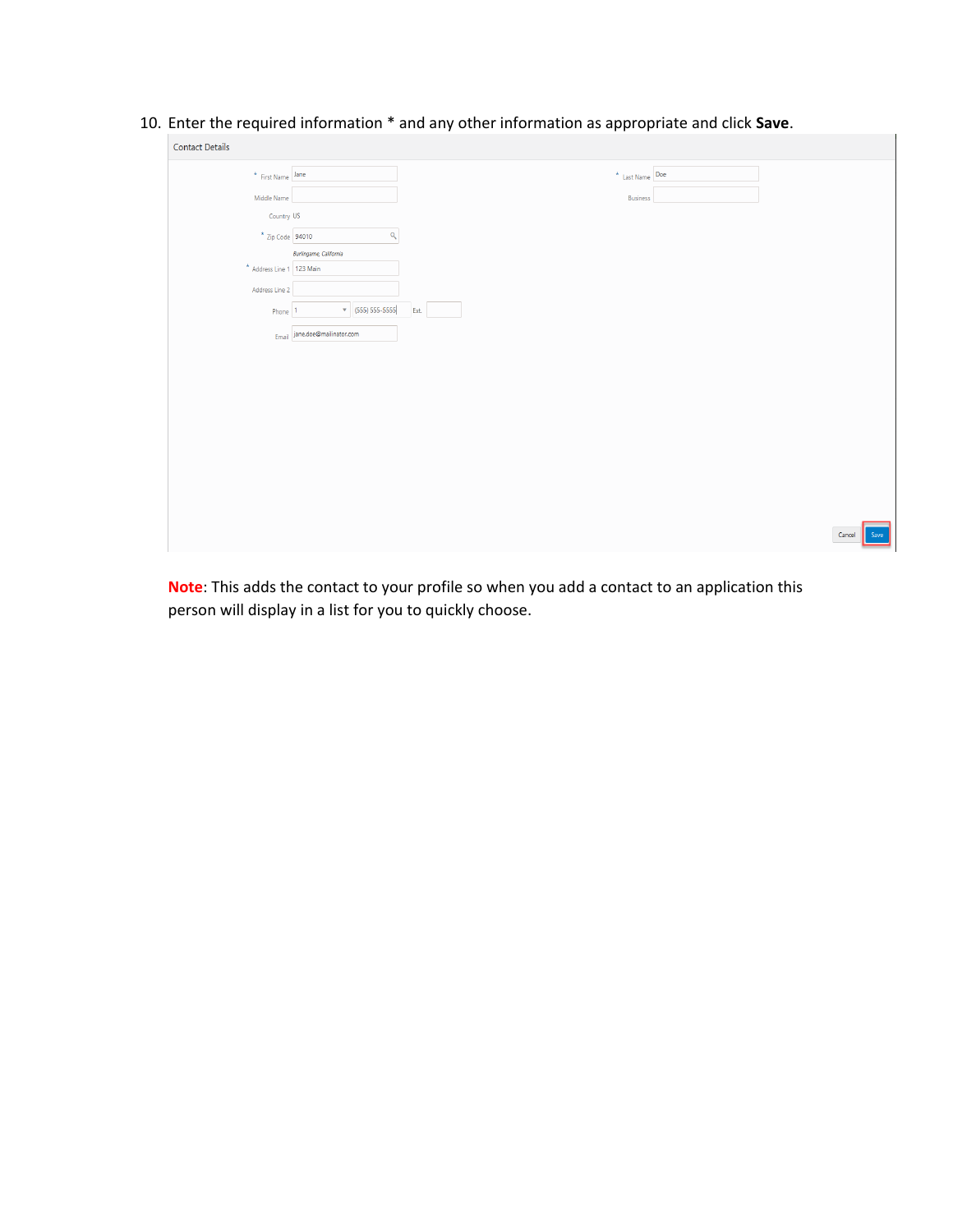10. Enter the required information * and any other information as appropriate and click **Save**.

Contact Details

* First Name: Jane
* Last Name: Doe

Middle Name

Business

Country: US

* Zip Code: 94010

Burlingame, California

* Address Line 1: 123 Main

Address Line 2

Phone: 1 (555) 555-5555 Ext.

Email: jane.doe@mailinator.com

Cancel Save

**Note**: This adds the contact to your profile so when you add a contact to an application this person will display in a list for you to quickly choose.